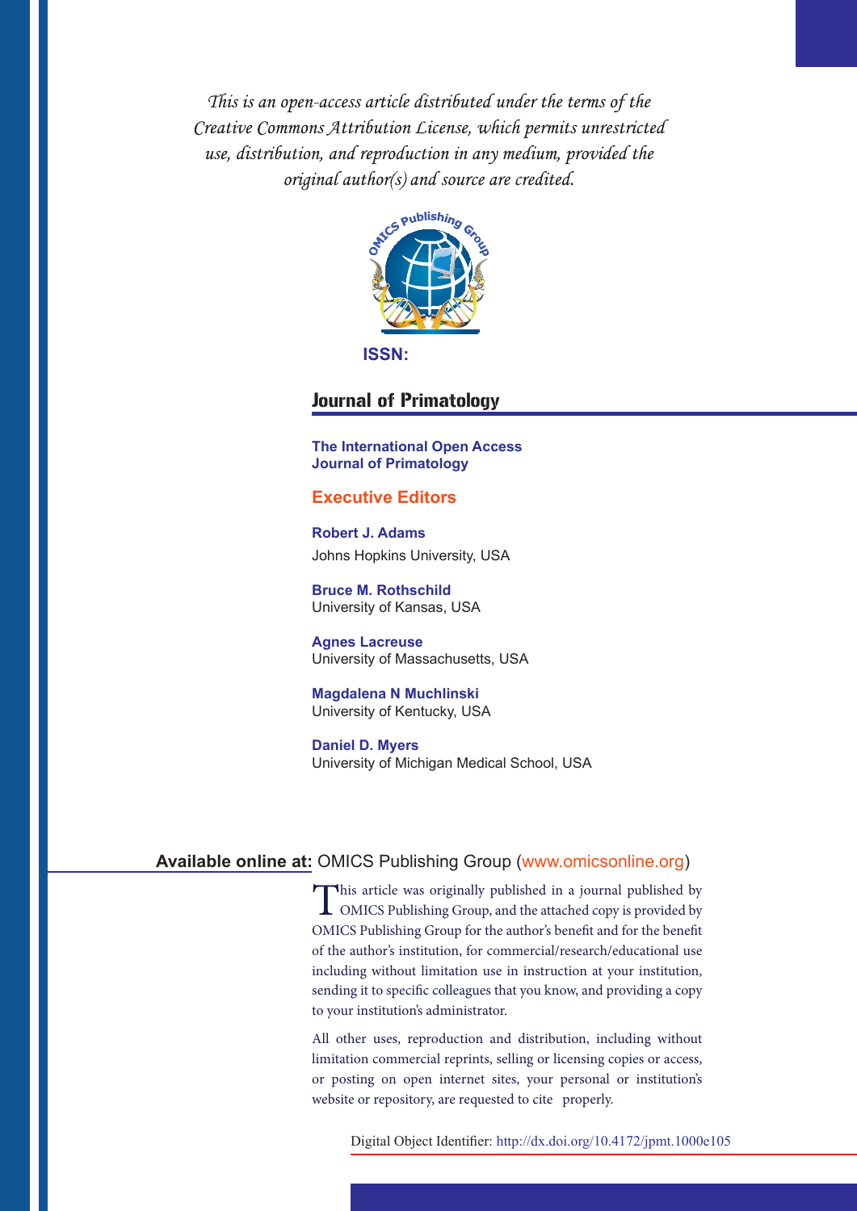*This is an open-access article distributed under the terms of the Creative Commons Attribution License, which permits unrestricted use, distribution, and reproduction in any medium, provided the original author(s) and source are credited.*

OMICS Publishing Group

**ISSN:**

# Journal of Primatology

**The International Open Access Journal of Primatology**

## Executive Editors

**Robert J. Adams**
Johns Hopkins University, USA

**Bruce M. Rothschild**
University of Kansas, USA

**Agnes Lacreuse**
University of Massachusetts, USA

**Magdalena N Muchlinski**
University of Kentucky, USA

**Daniel D. Myers**
University of Michigan Medical School, USA

**Available online at:** OMICS Publishing Group (www.omicsonline.org)

This article was originally published in a journal published by OMICS Publishing Group, and the attached copy is provided by OMICS Publishing Group for the author's benefit and for the benefit of the author's institution, for commercial/research/educational use including without limitation use in instruction at your institution, sending it to specific colleagues that you know, and providing a copy to your institution's administrator.

All other uses, reproduction and distribution, including without limitation commercial reprints, selling or licensing copies or access, or posting on open internet sites, your personal or institution's website or repository, are requested to cite properly.

Digital Object Identifier: http://dx.doi.org/10.4172/jpmt.1000e105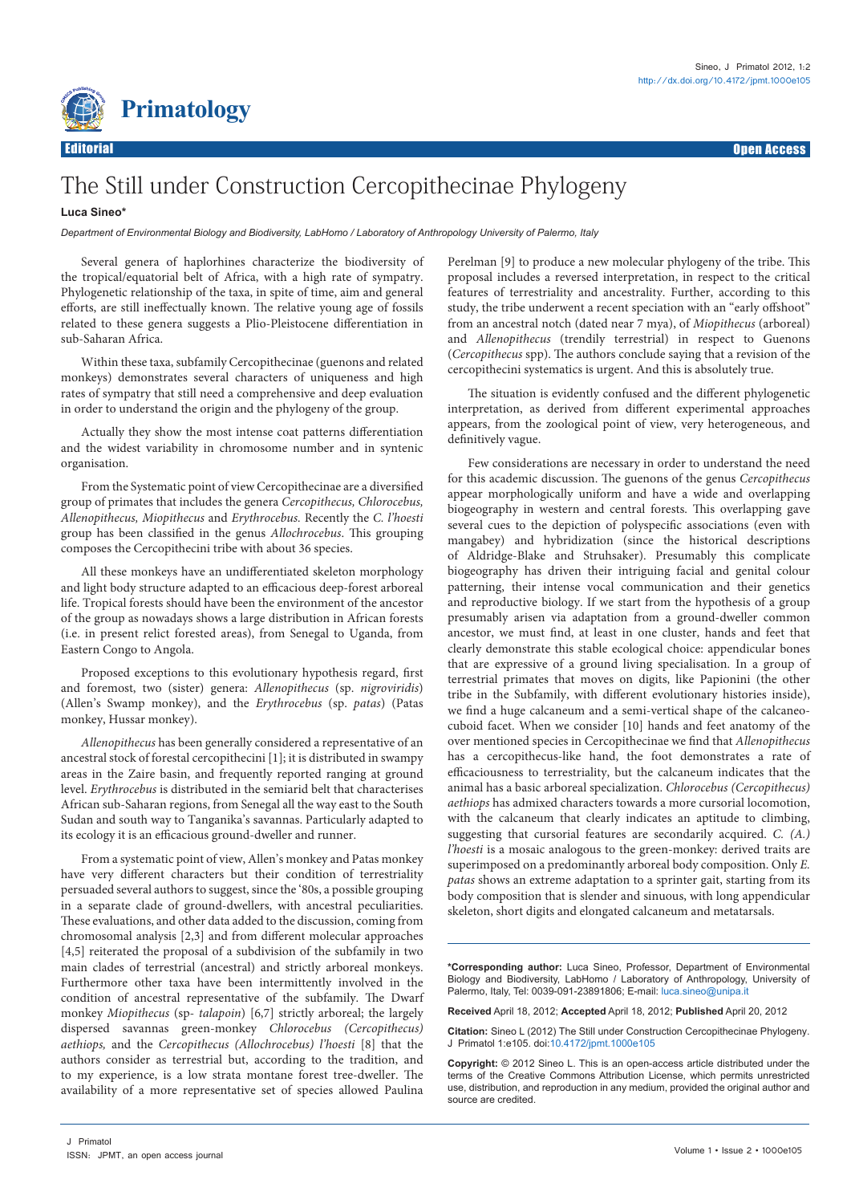# The Still under Construction Cercopithecinae Phylogeny

**Luca Sineo***

*Department of Environmental Biology and Biodiversity, LabHomo / Laboratory of Anthropology University of Palermo, Italy*

Several genera of haplorhines characterize the biodiversity of the tropical/equatorial belt of Africa, with a high rate of sympatry. Phylogenetic relationship of the taxa, in spite of time, aim and general efforts, are still ineffectually known. The relative young age of fossils related to these genera suggests a Plio-Pleistocene differentiation in sub-Saharan Africa.

Within these taxa, subfamily Cercopithecinae (guenons and related monkeys) demonstrates several characters of uniqueness and high rates of sympatry that still need a comprehensive and deep evaluation in order to understand the origin and the phylogeny of the group.

Actually they show the most intense coat patterns differentiation and the widest variability in chromosome number and in syntenic organisation.

From the Systematic point of view Cercopithecinae are a diversified group of primates that includes the genera *Cercopithecus, Chlorocebus, Allenopithecus, Miopithecus* and *Erythrocebus.* Recently the *C. l'hoesti* group has been classified in the genus *Allochrocebus*. This grouping composes the Cercopithecini tribe with about 36 species.

All these monkeys have an undifferentiated skeleton morphology and light body structure adapted to an efficacious deep-forest arboreal life. Tropical forests should have been the environment of the ancestor of the group as nowadays shows a large distribution in African forests (i.e. in present relict forested areas), from Senegal to Uganda, from Eastern Congo to Angola.

Proposed exceptions to this evolutionary hypothesis regard, first and foremost, two (sister) genera: *Allenopithecus* (sp. *nigroviridis*) (Allen's Swamp monkey), and the *Erythrocebus* (sp. *patas*) (Patas monkey, Hussar monkey).

*Allenopithecus* has been generally considered a representative of an ancestral stock of forestal cercopithecini [1]; it is distributed in swampy areas in the Zaire basin, and frequently reported ranging at ground level. *Erythrocebus* is distributed in the semiarid belt that characterises African sub-Saharan regions, from Senegal all the way east to the South Sudan and south way to Tanganika's savannas. Particularly adapted to its ecology it is an efficacious ground-dweller and runner.

From a systematic point of view, Allen's monkey and Patas monkey have very different characters but their condition of terrestriality persuaded several authors to suggest, since the '80s, a possible grouping in a separate clade of ground-dwellers, with ancestral peculiarities. These evaluations, and other data added to the discussion, coming from chromosomal analysis [2,3] and from different molecular approaches [4,5] reiterated the proposal of a subdivision of the subfamily in two main clades of terrestrial (ancestral) and strictly arboreal monkeys. Furthermore other taxa have been intermittently involved in the condition of ancestral representative of the subfamily. The Dwarf monkey *Miopithecus* (sp- *talapoin*) [6,7] strictly arboreal; the largely dispersed savannas green-monkey *Chlorocebus (Cercopithecus) aethiops,* and the *Cercopithecus (Allochrocebus) l'hoesti* [8] that the authors consider as terrestrial but, according to the tradition, and to my experience, is a low strata montane forest tree-dweller. The availability of a more representative set of species allowed Paulina Perelman [9] to produce a new molecular phylogeny of the tribe. This proposal includes a reversed interpretation, in respect to the critical features of terrestriality and ancestrality. Further, according to this study, the tribe underwent a recent speciation with an "early offshoot" from an ancestral notch (dated near 7 mya), of *Miopithecus* (arboreal) and *Allenopithecus* (trendily terrestrial) in respect to Guenons (*Cercopithecus* spp). The authors conclude saying that a revision of the cercopithecini systematics is urgent. And this is absolutely true.

The situation is evidently confused and the different phylogenetic interpretation, as derived from different experimental approaches appears, from the zoological point of view, very heterogeneous, and definitively vague.

Few considerations are necessary in order to understand the need for this academic discussion. The guenons of the genus *Cercopithecus* appear morphologically uniform and have a wide and overlapping biogeography in western and central forests. This overlapping gave several cues to the depiction of polyspecific associations (even with mangabey) and hybridization (since the historical descriptions of Aldridge-Blake and Struhsaker). Presumably this complicate biogeography has driven their intriguing facial and genital colour patterning, their intense vocal communication and their genetics and reproductive biology. If we start from the hypothesis of a group presumably arisen via adaptation from a ground-dweller common ancestor, we must find, at least in one cluster, hands and feet that clearly demonstrate this stable ecological choice: appendicular bones that are expressive of a ground living specialisation. In a group of terrestrial primates that moves on digits, like Papionini (the other tribe in the Subfamily, with different evolutionary histories inside), we find a huge calcaneum and a semi-vertical shape of the calcaneo-cuboid facet. When we consider [10] hands and feet anatomy of the over mentioned species in Cercopithecinae we find that *Allenopithecus* has a cercopithecus-like hand, the foot demonstrates a rate of efficaciousness to terrestriality, but the calcaneum indicates that the animal has a basic arboreal specialization. *Chlorocebus (Cercopithecus) aethiops* has admixed characters towards a more cursorial locomotion, with the calcaneum that clearly indicates an aptitude to climbing, suggesting that cursorial features are secondarily acquired. *C. (A.) l'hoesti* is a mosaic analogous to the green-monkey: derived traits are superimposed on a predominantly arboreal body composition. Only *E. patas* shows an extreme adaptation to a sprinter gait, starting from its body composition that is slender and sinuous, with long appendicular skeleton, short digits and elongated calcaneum and metatarsals.

---

**\*Corresponding author:** Luca Sineo, Professor, Department of Environmental Biology and Biodiversity, LabHomo / Laboratory of Anthropology, University of Palermo, Italy, Tel: 0039-091-23891806; E-mail: luca.sineo@unipa.it

**Received** April 18, 2012; **Accepted** April 18, 2012; **Published** April 20, 2012

**Citation:** Sineo L (2012) The Still under Construction Cercopithecinae Phylogeny. J Primatol 1:e105. doi:10.4172/jpmt.1000e105

**Copyright:** © 2012 Sineo L. This is an open-access article distributed under the terms of the Creative Commons Attribution License, which permits unrestricted use, distribution, and reproduction in any medium, provided the original author and source are credited.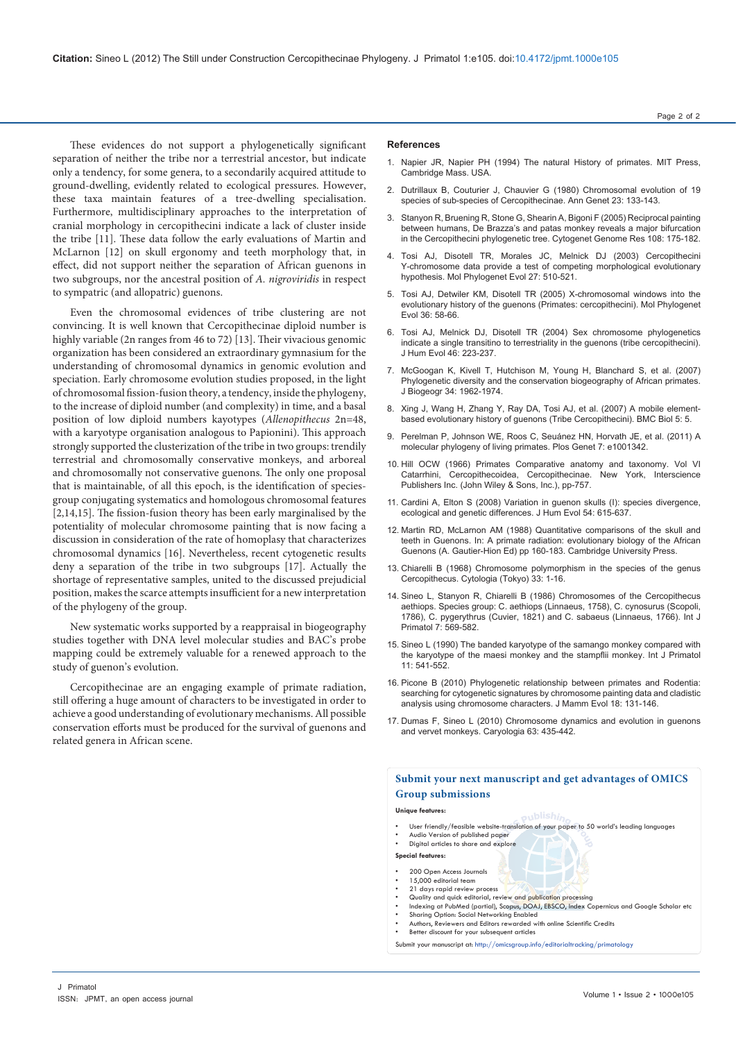These evidences do not support a phylogenetically significant separation of neither the tribe nor a terrestrial ancestor, but indicate only a tendency, for some genera, to a secondarily acquired attitude to ground-dwelling, evidently related to ecological pressures. However, these taxa maintain features of a tree-dwelling specialisation. Furthermore, multidisciplinary approaches to the interpretation of cranial morphology in cercopithecini indicate a lack of cluster inside the tribe [11]. These data follow the early evaluations of Martin and McLarnon [12] on skull ergonomy and teeth morphology that, in effect, did not support neither the separation of African guenons in two subgroups, nor the ancestral position of *A. nigroviridis* in respect to sympatric (and allopatric) guenons.

Even the chromosomal evidences of tribe clustering are not convincing. It is well known that Cercopithecinae diploid number is highly variable (2n ranges from 46 to 72) [13]. Their vivacious genomic organization has been considered an extraordinary gymnasium for the understanding of chromosomal dynamics in genomic evolution and speciation. Early chromosome evolution studies proposed, in the light of chromosomal fission-fusion theory, a tendency, inside the phylogeny, to the increase of diploid number (and complexity) in time, and a basal position of low diploid numbers kayotypes (*Allenopithecus* 2n=48, with a karyotype organisation analogous to Papionini). This approach strongly supported the clusterization of the tribe in two groups: trendily terrestrial and chromosomally conservative monkeys, and arboreal and chromosomally not conservative guenons. The only one proposal that is maintainable, of all this epoch, is the identification of species-group conjugating systematics and homologous chromosomal features [2,14,15]. The fission-fusion theory has been largely marginalised by the potentiality of molecular chromosome painting that is now facing a discussion in consideration of the rate of homoplasy that characterizes chromosomal dynamics [16]. Nevertheless, recent cytogenetic results deny a separation of the tribe in two subgroups [17]. Actually the shortage of representative samples, united to the discussed prejudicial position, makes the scarce attempts insufficient for a new interpretation of the phylogeny of the group.

New systematic works supported by a reappraisal in biogeography studies together with DNA level molecular studies and BAC's probe mapping could be extremely valuable for a renewed approach to the study of guenon's evolution.

Cercopithecinae are an engaging example of primate radiation, still offering a huge amount of characters to be investigated in order to achieve a good understanding of evolutionary mechanisms. All possible conservation efforts must be produced for the survival of guenons and related genera in African scene.

## References

1. Napier JR, Napier PH (1994) The natural History of primates. MIT Press, Cambridge Mass. USA.
2. Dutrillaux B, Couturier J, Chauvier G (1980) Chromosomal evolution of 19 species of sub-species of Cercopithecinae. Ann Genet 23: 133-143.
3. Stanyon R, Bruening R, Stone G, Shearin A, Bigoni F (2005) Reciprocal painting between humans, De Brazza's and patas monkey reveals a major bifurcation in the Cercopithecini phylogenetic tree. Cytogenet Genome Res 108: 175-182.
4. Tosi AJ, Disotell TR, Morales JC, Melnick DJ (2003) Cercopithecini Y-chromosome data provide a test of competing morphological evolutionary hypothesis. Mol Phylogenet Evol 27: 510-521.
5. Tosi AJ, Detwiler KM, Disotell TR (2005) X-chromosomal windows into the evolutionary history of the guenons (Primates: cercopithecini). Mol Phylogenet Evol 36: 58-66.
6. Tosi AJ, Melnick DJ, Disotell TR (2004) Sex chromosome phylogenetics indicate a single transitino to terrestriality in the guenons (tribe cercopithecini). J Hum Evol 46: 223-237.
7. McGoogan K, Kivell T, Hutchison M, Young H, Blanchard S, et al. (2007) Phylogenetic diversity and the conservation biogeography of African primates. J Biogeogr 34: 1962-1974.
8. Xing J, Wang H, Zhang Y, Ray DA, Tosi AJ, et al. (2007) A mobile element-based evolutionary history of guenons (Tribe Cercopithecini). BMC Biol 5: 5.
9. Perelman P, Johnson WE, Roos C, Seuánez HN, Horvath JE, et al. (2011) A molecular phylogeny of living primates. Plos Genet 7: e1001342.
10. Hill OCW (1966) Primates Comparative anatomy and taxonomy. Vol VI Catarrhini, Cercopithecoidea, Cercopithecinae. New York, Interscience Publishers Inc. (John Wiley & Sons, Inc.), pp-757.
11. Cardini A, Elton S (2008) Variation in guenon skulls (I): species divergence, ecological and genetic differences. J Hum Evol 54: 615-637.
12. Martin RD, McLarnon AM (1988) Quantitative comparisons of the skull and teeth in Guenons. In: A primate radiation: evolutionary biology of the African Guenons (A. Gautier-Hion Ed) pp 160-183. Cambridge University Press.
13. Chiarelli B (1968) Chromosome polymorphism in the species of the genus Cercopithecus. Cytologia (Tokyo) 33: 1-16.
14. Sineo L, Stanyon R, Chiarelli B (1986) Chromosomes of the Cercopithecus aethiops. Species group: C. aethiops (Linnaeus, 1758), C. cynosurus (Scopoli, 1786), C. pygerythrus (Cuvier, 1821) and C. sabaeus (Linnaeus, 1766). Int J Primatol 7: 569-582.
15. Sineo L (1990) The banded karyotype of the samango monkey compared with the karyotype of the maesi monkey and the stampflii monkey. Int J Primatol 11: 541-552.
16. Picone B (2010) Phylogenetic relationship between primates and Rodentia: searching for cytogenetic signatures by chromosome painting data and cladistic analysis using chromosome characters. J Mamm Evol 18: 131-146.
17. Dumas F, Sineo L (2010) Chromosome dynamics and evolution in guenons and vervet monkeys. Caryologia 63: 435-442.

**Submit your next manuscript and get advantages of OMICS Group submissions**

**Unique features:**

- User friendly/feasible website-translation of your paper to 50 world's leading languages
- Audio Version of published paper
- Digital articles to share and explore

**Special features:**

- 200 Open Access Journals
- 15,000 editorial team
- 21 days rapid review process
- Quality and quick editorial, review and publication processing
- Indexing at PubMed (partial), Scopus, DOAJ, EBSCO, Index Copernicus and Google Scholar etc
- Sharing Option: Social Networking Enabled
- Authors, Reviewers and Editors rewarded with online Scientific Credits
- Better discount for your subsequent articles

Submit your manuscript at: http://omicsgroup.info/editorialtracking/primatology